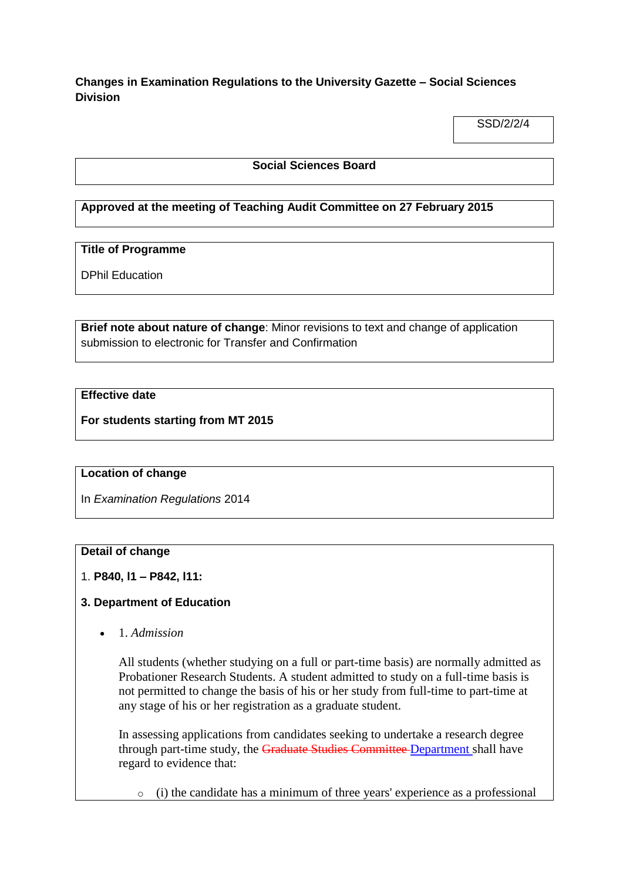**Changes in Examination Regulations to the University Gazette – Social Sciences Division**

SSD/2/2/4

**Social Sciences Board**

**Approved at the meeting of Teaching Audit Committee on 27 February 2015**

**Title of Programme**

DPhil Education

**Brief note about nature of change**: Minor revisions to text and change of application submission to electronic for Transfer and Confirmation

**Effective date**

**For students starting from MT 2015**

**Location of change**

In *Examination Regulations* 2014

**Detail of change**

1. **P840, l1 – P842, l11:**

**3. Department of Education**

- 1. *Admission*

  All students (whether studying on a full or part-time basis) are normally admitted as Probationer Research Students. A student admitted to study on a full-time basis is not permitted to change the basis of his or her study from full-time to part-time at any stage of his or her registration as a graduate student.

  In assessing applications from candidates seeking to undertake a research degree through part-time study, the ~~Graduate Studies Committee~~ Department shall have regard to evidence that:

  - (i) the candidate has a minimum of three years' experience as a professional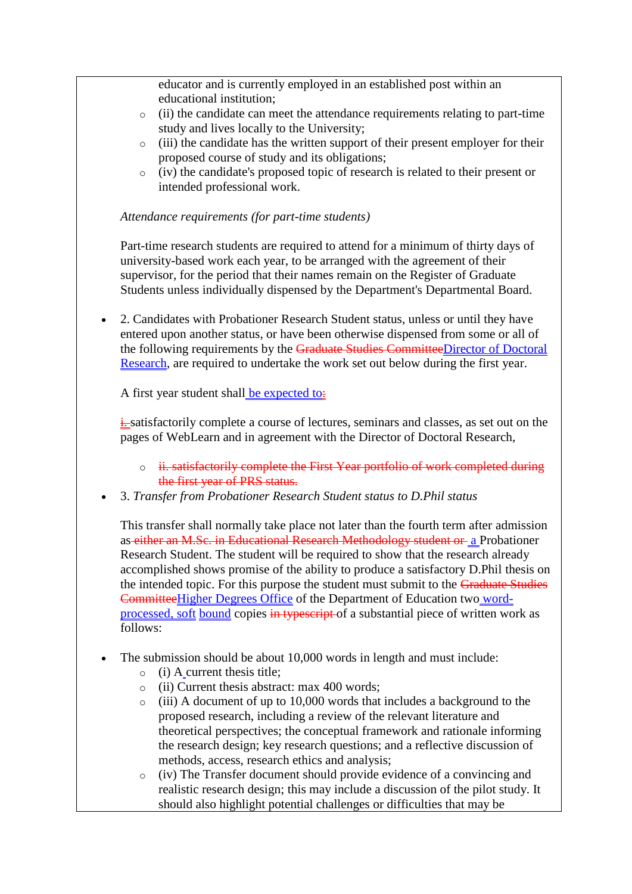educator and is currently employed in an established post within an educational institution;

- (ii) the candidate can meet the attendance requirements relating to part-time study and lives locally to the University;
- (iii) the candidate has the written support of their present employer for their proposed course of study and its obligations;
- (iv) the candidate's proposed topic of research is related to their present or intended professional work.

*Attendance requirements (for part-time students)*

Part-time research students are required to attend for a minimum of thirty days of university-based work each year, to be arranged with the agreement of their supervisor, for the period that their names remain on the Register of Graduate Students unless individually dispensed by the Department's Departmental Board.

- 2. Candidates with Probationer Research Student status, unless or until they have entered upon another status, or have been otherwise dispensed from some or all of the following requirements by the ~~Graduate Studies Committee~~Director of Doctoral Research, are required to undertake the work set out below during the first year.

  A first year student shall be expected to~~:~~

  ~~i.~~ satisfactorily complete a course of lectures, seminars and classes, as set out on the pages of WebLearn and in agreement with the Director of Doctoral Research,

  - ~~ii. satisfactorily complete the First Year portfolio of work completed during the first year of PRS status.~~

- 3. *Transfer from Probationer Research Student status to D.Phil status*

  This transfer shall normally take place not later than the fourth term after admission as ~~either an M.Sc. in Educational Research Methodology student or~~ a Probationer Research Student. The student will be required to show that the research already accomplished shows promise of the ability to produce a satisfactory D.Phil thesis on the intended topic. For this purpose the student must submit to the ~~Graduate Studies Committee~~Higher Degrees Office of the Department of Education two word-processed, soft bound copies ~~in typescript~~ of a substantial piece of written work as follows:

- The submission should be about 10,000 words in length and must include:
  - (i) A current thesis title;
  - (ii) Current thesis abstract: max 400 words;
  - (iii) A document of up to 10,000 words that includes a background to the proposed research, including a review of the relevant literature and theoretical perspectives; the conceptual framework and rationale informing the research design; key research questions; and a reflective discussion of methods, access, research ethics and analysis;
  - (iv) The Transfer document should provide evidence of a convincing and realistic research design; this may include a discussion of the pilot study. It should also highlight potential challenges or difficulties that may be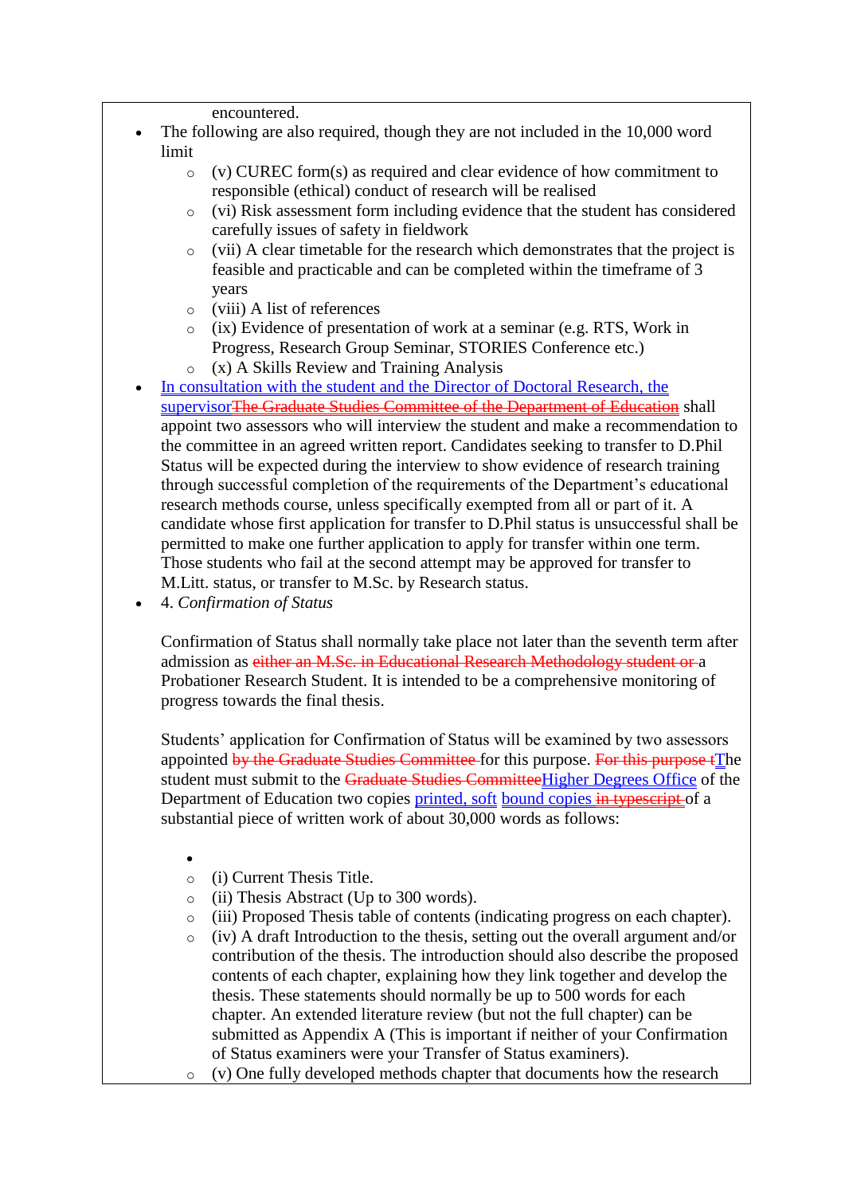encountered.

- The following are also required, though they are not included in the 10,000 word limit
    - (v) CUREC form(s) as required and clear evidence of how commitment to responsible (ethical) conduct of research will be realised
    - (vi) Risk assessment form including evidence that the student has considered carefully issues of safety in fieldwork
    - (vii) A clear timetable for the research which demonstrates that the project is feasible and practicable and can be completed within the timeframe of 3 years
    - (viii) A list of references
    - (ix) Evidence of presentation of work at a seminar (e.g. RTS, Work in Progress, Research Group Seminar, STORIES Conference etc.)
    - (x) A Skills Review and Training Analysis
- In consultation with the student and the Director of Doctoral Research, the supervisor~~The Graduate Studies Committee of the Department of Education~~ shall appoint two assessors who will interview the student and make a recommendation to the committee in an agreed written report. Candidates seeking to transfer to D.Phil Status will be expected during the interview to show evidence of research training through successful completion of the requirements of the Department's educational research methods course, unless specifically exempted from all or part of it. A candidate whose first application for transfer to D.Phil status is unsuccessful shall be permitted to make one further application to apply for transfer within one term. Those students who fail at the second attempt may be approved for transfer to M.Litt. status, or transfer to M.Sc. by Research status.
- 4. *Confirmation of Status*

  Confirmation of Status shall normally take place not later than the seventh term after admission as ~~either an M.Sc. in Educational Research Methodology student or~~ a Probationer Research Student. It is intended to be a comprehensive monitoring of progress towards the final thesis.

  Students' application for Confirmation of Status will be examined by two assessors appointed ~~by the Graduate Studies Committee~~ for this purpose. ~~For this purpose t~~The student must submit to the ~~Graduate Studies Committee~~Higher Degrees Office of the Department of Education two copies printed, soft bound copies ~~in typescript~~ of a substantial piece of written work of about 30,000 words as follows:

    - 
        - (i) Current Thesis Title.
        - (ii) Thesis Abstract (Up to 300 words).
        - (iii) Proposed Thesis table of contents (indicating progress on each chapter).
        - (iv) A draft Introduction to the thesis, setting out the overall argument and/or contribution of the thesis. The introduction should also describe the proposed contents of each chapter, explaining how they link together and develop the thesis. These statements should normally be up to 500 words for each chapter. An extended literature review (but not the full chapter) can be submitted as Appendix A (This is important if neither of your Confirmation of Status examiners were your Transfer of Status examiners).
        - (v) One fully developed methods chapter that documents how the research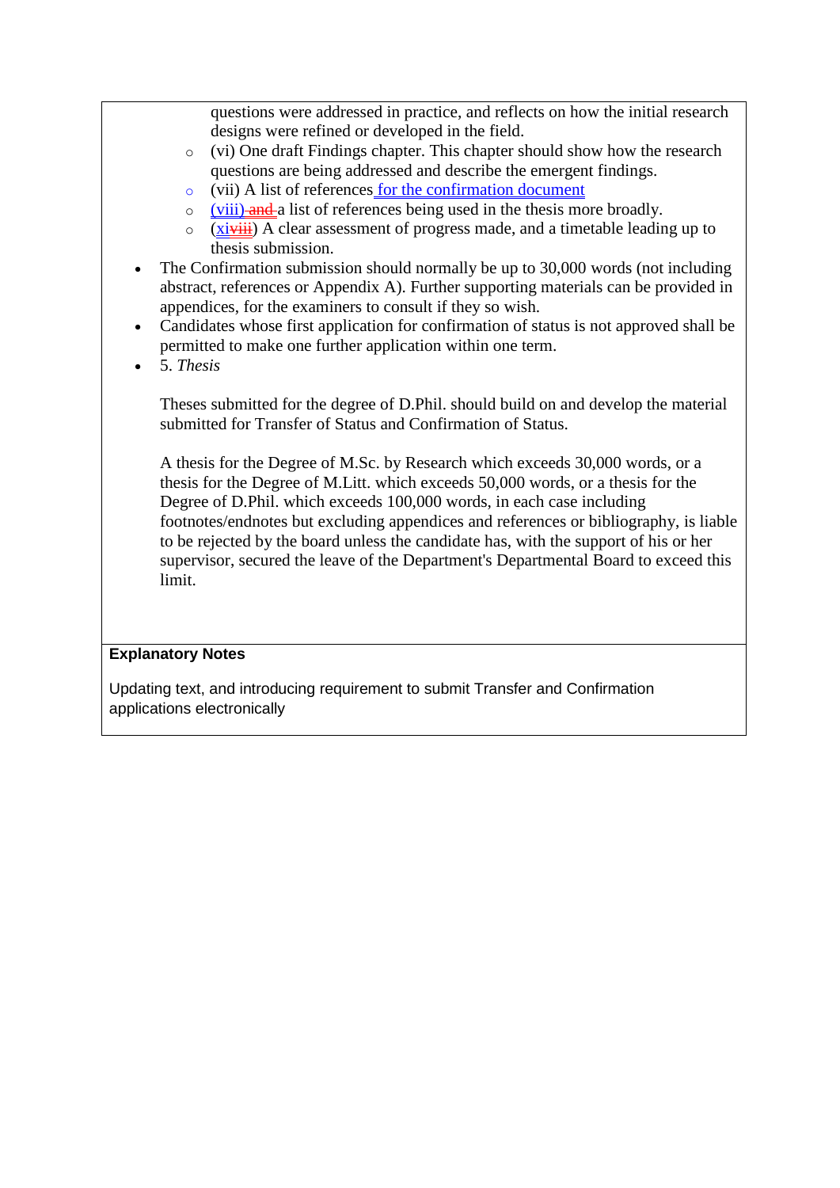questions were addressed in practice, and reflects on how the initial research designs were refined or developed in the field.

- (vi) One draft Findings chapter. This chapter should show how the research questions are being addressed and describe the emergent findings.
- (vii) A list of references for the confirmation document
- (viii) and a list of references being used in the thesis more broadly.
- (xiviii) A clear assessment of progress made, and a timetable leading up to thesis submission.

- The Confirmation submission should normally be up to 30,000 words (not including abstract, references or Appendix A). Further supporting materials can be provided in appendices, for the examiners to consult if they so wish.
- Candidates whose first application for confirmation of status is not approved shall be permitted to make one further application within one term.
- 5. *Thesis*

Theses submitted for the degree of D.Phil. should build on and develop the material submitted for Transfer of Status and Confirmation of Status.

A thesis for the Degree of M.Sc. by Research which exceeds 30,000 words, or a thesis for the Degree of M.Litt. which exceeds 50,000 words, or a thesis for the Degree of D.Phil. which exceeds 100,000 words, in each case including footnotes/endnotes but excluding appendices and references or bibliography, is liable to be rejected by the board unless the candidate has, with the support of his or her supervisor, secured the leave of the Department's Departmental Board to exceed this limit.

**Explanatory Notes**

Updating text, and introducing requirement to submit Transfer and Confirmation applications electronically